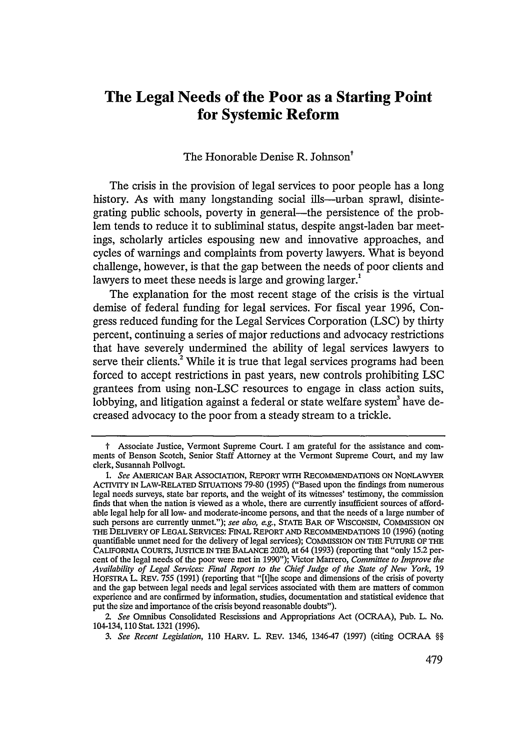# The Legal Needs of the Poor as a Starting Point for Systemic Reform

The Honorable Denise R. Johnson†

The crisis in the provision of legal services to poor people has a long history. As with many longstanding social ills—urban sprawl, disintegrating public schools, poverty in general—the persistence of the problem tends to reduce it to subliminal status, despite angst-laden bar meetings, scholarly articles espousing new and innovative approaches, and cycles of warnings and complaints from poverty lawyers. What is beyond challenge, however, is that the gap between the needs of poor clients and lawyers to meet these needs is large and growing larger.[1]

The explanation for the most recent stage of the crisis is the virtual demise of federal funding for legal services. For fiscal year 1996, Congress reduced funding for the Legal Services Corporation (LSC) by thirty percent, continuing a series of major reductions and advocacy restrictions that have severely undermined the ability of legal services lawyers to serve their clients.[2] While it is true that legal services programs had been forced to accept restrictions in past years, new controls prohibiting LSC grantees from using non-LSC resources to engage in class action suits, lobbying, and litigation against a federal or state welfare system[3] have decreased advocacy to the poor from a steady stream to a trickle.

---

† Associate Justice, Vermont Supreme Court. I am grateful for the assistance and comments of Benson Scotch, Senior Staff Attorney at the Vermont Supreme Court, and my law clerk, Susannah Pollvogt.

1. *See* AMERICAN BAR ASSOCIATION, REPORT WITH RECOMMENDATIONS ON NONLAWYER ACTIVITY IN LAW-RELATED SITUATIONS 79-80 (1995) ("Based upon the findings from numerous legal needs surveys, state bar reports, and the weight of its witnesses' testimony, the commission finds that when the nation is viewed as a whole, there are currently insufficient sources of affordable legal help for all low- and moderate-income persons, and that the needs of a large number of such persons are currently unmet."); *see also, e.g.*, STATE BAR OF WISCONSIN, COMMISSION ON THE DELIVERY OF LEGAL SERVICES: FINAL REPORT AND RECOMMENDATIONS 10 (1996) (noting quantifiable unmet need for the delivery of legal services); COMMISSION ON THE FUTURE OF THE CALIFORNIA COURTS, JUSTICE IN THE BALANCE 2020, at 64 (1993) (reporting that "only 15.2 percent of the legal needs of the poor were met in 1990"); Victor Marrero, *Committee to Improve the Availability of Legal Services: Final Report to the Chief Judge of the State of New York*, 19 HOFSTRA L. REV. 755 (1991) (reporting that "[t]he scope and dimensions of the crisis of poverty and the gap between legal needs and legal services associated with them are matters of common experience and are confirmed by information, studies, documentation and statistical evidence that put the size and importance of the crisis beyond reasonable doubts").

2. *See* Omnibus Consolidated Rescissions and Appropriations Act (OCRAA), Pub. L. No. 104-134, 110 Stat. 1321 (1996).

3. *See Recent Legislation*, 110 HARV. L. REV. 1346, 1346-47 (1997) (citing OCRAA §§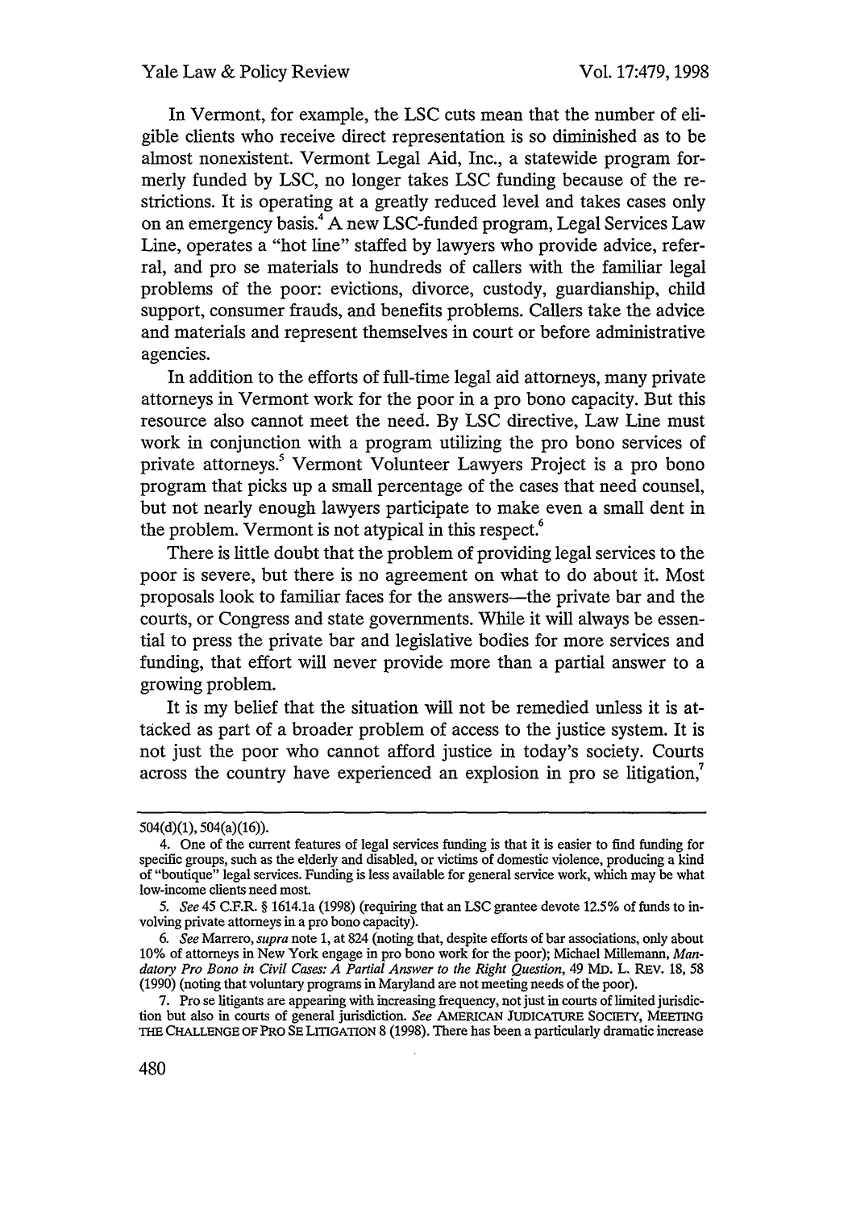In Vermont, for example, the LSC cuts mean that the number of eligible clients who receive direct representation is so diminished as to be almost nonexistent. Vermont Legal Aid, Inc., a statewide program formerly funded by LSC, no longer takes LSC funding because of the restrictions. It is operating at a greatly reduced level and takes cases only on an emergency basis.[4] A new LSC-funded program, Legal Services Law Line, operates a "hot line" staffed by lawyers who provide advice, referral, and pro se materials to hundreds of callers with the familiar legal problems of the poor: evictions, divorce, custody, guardianship, child support, consumer frauds, and benefits problems. Callers take the advice and materials and represent themselves in court or before administrative agencies.

In addition to the efforts of full-time legal aid attorneys, many private attorneys in Vermont work for the poor in a pro bono capacity. But this resource also cannot meet the need. By LSC directive, Law Line must work in conjunction with a program utilizing the pro bono services of private attorneys.[5] Vermont Volunteer Lawyers Project is a pro bono program that picks up a small percentage of the cases that need counsel, but not nearly enough lawyers participate to make even a small dent in the problem. Vermont is not atypical in this respect.[6]

There is little doubt that the problem of providing legal services to the poor is severe, but there is no agreement on what to do about it. Most proposals look to familiar faces for the answers—the private bar and the courts, or Congress and state governments. While it will always be essential to press the private bar and legislative bodies for more services and funding, that effort will never provide more than a partial answer to a growing problem.

It is my belief that the situation will not be remedied unless it is attacked as part of a broader problem of access to the justice system. It is not just the poor who cannot afford justice in today's society. Courts across the country have experienced an explosion in pro se litigation,[7]

---

504(d)(1), 504(a)(16)).

4. One of the current features of legal services funding is that it is easier to find funding for specific groups, such as the elderly and disabled, or victims of domestic violence, producing a kind of "boutique" legal services. Funding is less available for general service work, which may be what low-income clients need most.

5. *See* 45 C.F.R. § 1614.1a (1998) (requiring that an LSC grantee devote 12.5% of funds to involving private attorneys in a pro bono capacity).

6. *See* Marrero, *supra* note 1, at 824 (noting that, despite efforts of bar associations, only about 10% of attorneys in New York engage in pro bono work for the poor); Michael Millemann, *Mandatory Pro Bono in Civil Cases: A Partial Answer to the Right Question*, 49 MD. L. REV. 18, 58 (1990) (noting that voluntary programs in Maryland are not meeting needs of the poor).

7. Pro se litigants are appearing with increasing frequency, not just in courts of limited jurisdiction but also in courts of general jurisdiction. *See* AMERICAN JUDICATURE SOCIETY, MEETING THE CHALLENGE OF PRO SE LITIGATION 8 (1998). There has been a particularly dramatic increase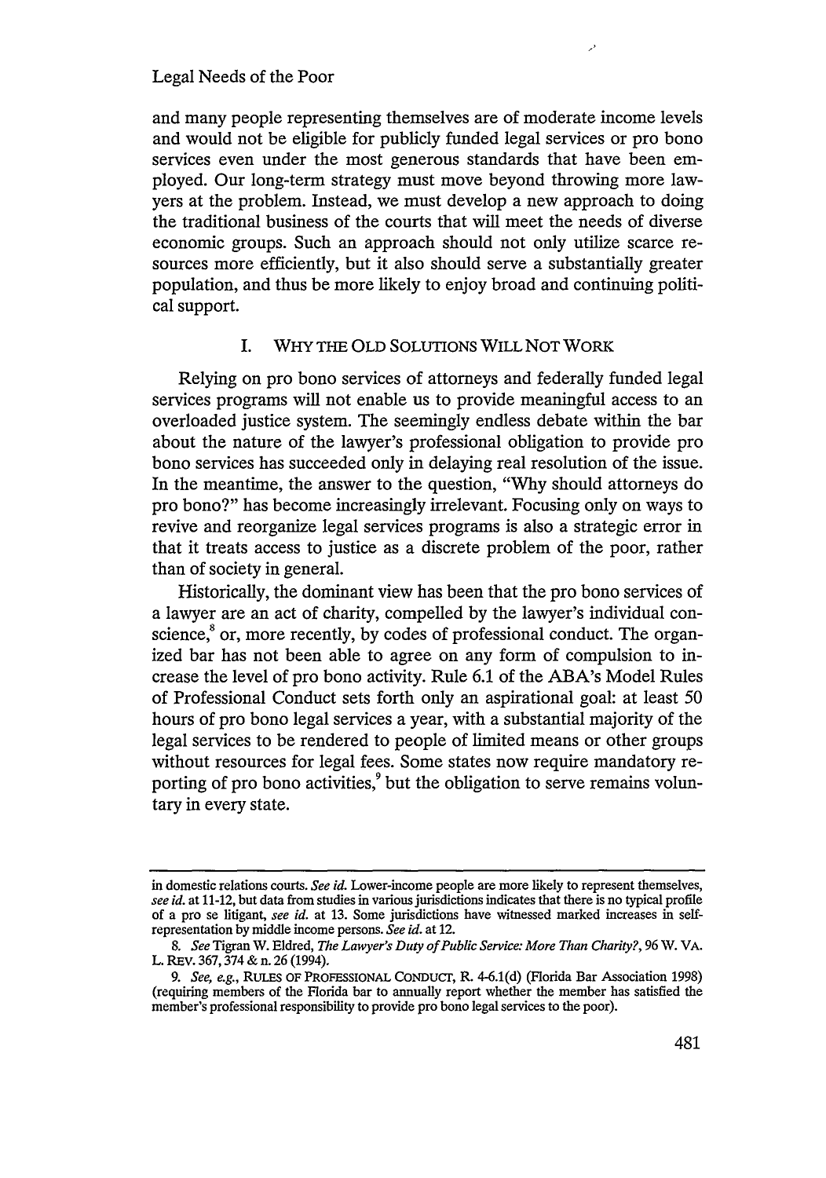and many people representing themselves are of moderate income levels and would not be eligible for publicly funded legal services or pro bono services even under the most generous standards that have been employed. Our long-term strategy must move beyond throwing more lawyers at the problem. Instead, we must develop a new approach to doing the traditional business of the courts that will meet the needs of diverse economic groups. Such an approach should not only utilize scarce resources more efficiently, but it also should serve a substantially greater population, and thus be more likely to enjoy broad and continuing political support.

## I. WHY THE OLD SOLUTIONS WILL NOT WORK

Relying on pro bono services of attorneys and federally funded legal services programs will not enable us to provide meaningful access to an overloaded justice system. The seemingly endless debate within the bar about the nature of the lawyer's professional obligation to provide pro bono services has succeeded only in delaying real resolution of the issue. In the meantime, the answer to the question, "Why should attorneys do pro bono?" has become increasingly irrelevant. Focusing only on ways to revive and reorganize legal services programs is also a strategic error in that it treats access to justice as a discrete problem of the poor, rather than of society in general.

Historically, the dominant view has been that the pro bono services of a lawyer are an act of charity, compelled by the lawyer's individual conscience,[8] or, more recently, by codes of professional conduct. The organized bar has not been able to agree on any form of compulsion to increase the level of pro bono activity. Rule 6.1 of the ABA's Model Rules of Professional Conduct sets forth only an aspirational goal: at least 50 hours of pro bono legal services a year, with a substantial majority of the legal services to be rendered to people of limited means or other groups without resources for legal fees. Some states now require mandatory reporting of pro bono activities,[9] but the obligation to serve remains voluntary in every state.

---

in domestic relations courts. *See id.* Lower-income people are more likely to represent themselves, *see id.* at 11-12, but data from studies in various jurisdictions indicates that there is no typical profile of a pro se litigant, *see id.* at 13. Some jurisdictions have witnessed marked increases in self-representation by middle income persons. *See id.* at 12.

8. *See* Tigran W. Eldred, *The Lawyer's Duty of Public Service: More Than Charity?*, 96 W. VA. L. REV. 367, 374 & n. 26 (1994).

9. *See, e.g.*, RULES OF PROFESSIONAL CONDUCT, R. 4-6.1(d) (Florida Bar Association 1998) (requiring members of the Florida bar to annually report whether the member has satisfied the member's professional responsibility to provide pro bono legal services to the poor).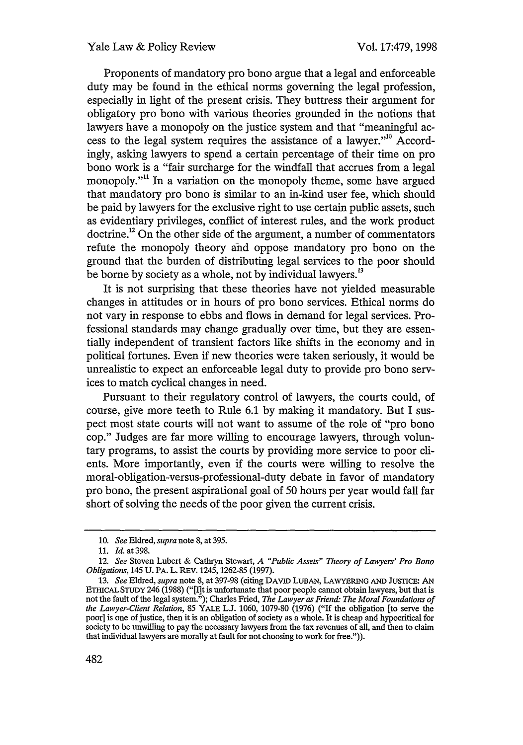Proponents of mandatory pro bono argue that a legal and enforceable duty may be found in the ethical norms governing the legal profession, especially in light of the present crisis. They buttress their argument for obligatory pro bono with various theories grounded in the notions that lawyers have a monopoly on the justice system and that "meaningful access to the legal system requires the assistance of a lawyer."[10] Accordingly, asking lawyers to spend a certain percentage of their time on pro bono work is a "fair surcharge for the windfall that accrues from a legal monopoly."[11] In a variation on the monopoly theme, some have argued that mandatory pro bono is similar to an in-kind user fee, which should be paid by lawyers for the exclusive right to use certain public assets, such as evidentiary privileges, conflict of interest rules, and the work product doctrine.[12] On the other side of the argument, a number of commentators refute the monopoly theory and oppose mandatory pro bono on the ground that the burden of distributing legal services to the poor should be borne by society as a whole, not by individual lawyers.[13]

It is not surprising that these theories have not yielded measurable changes in attitudes or in hours of pro bono services. Ethical norms do not vary in response to ebbs and flows in demand for legal services. Professional standards may change gradually over time, but they are essentially independent of transient factors like shifts in the economy and in political fortunes. Even if new theories were taken seriously, it would be unrealistic to expect an enforceable legal duty to provide pro bono services to match cyclical changes in need.

Pursuant to their regulatory control of lawyers, the courts could, of course, give more teeth to Rule 6.1 by making it mandatory. But I suspect most state courts will not want to assume of the role of "pro bono cop." Judges are far more willing to encourage lawyers, through voluntary programs, to assist the courts by providing more service to poor clients. More importantly, even if the courts were willing to resolve the moral-obligation-versus-professional-duty debate in favor of mandatory pro bono, the present aspirational goal of 50 hours per year would fall far short of solving the needs of the poor given the current crisis.

---

10. *See* Eldred, *supra* note 8, at 395.

11. *Id.* at 398.

12. *See* Steven Lubert & Cathryn Stewart, *A "Public Assets" Theory of Lawyers' Pro Bono Obligations*, 145 U. PA. L. REV. 1245, 1262-85 (1997).

13. *See* Eldred, *supra* note 8, at 397-98 (citing DAVID LUBAN, LAWYERING AND JUSTICE: AN ETHICAL STUDY 246 (1988) ("[I]t is unfortunate that poor people cannot obtain lawyers, but that is not the fault of the legal system."); Charles Fried, *The Lawyer as Friend: The Moral Foundations of the Lawyer-Client Relation*, 85 YALE L.J. 1060, 1079-80 (1976) ("If the obligation [to serve the poor] is one of justice, then it is an obligation of society as a whole. It is cheap and hypocritical for society to be unwilling to pay the necessary lawyers from the tax revenues of all, and then to claim that individual lawyers are morally at fault for not choosing to work for free.")).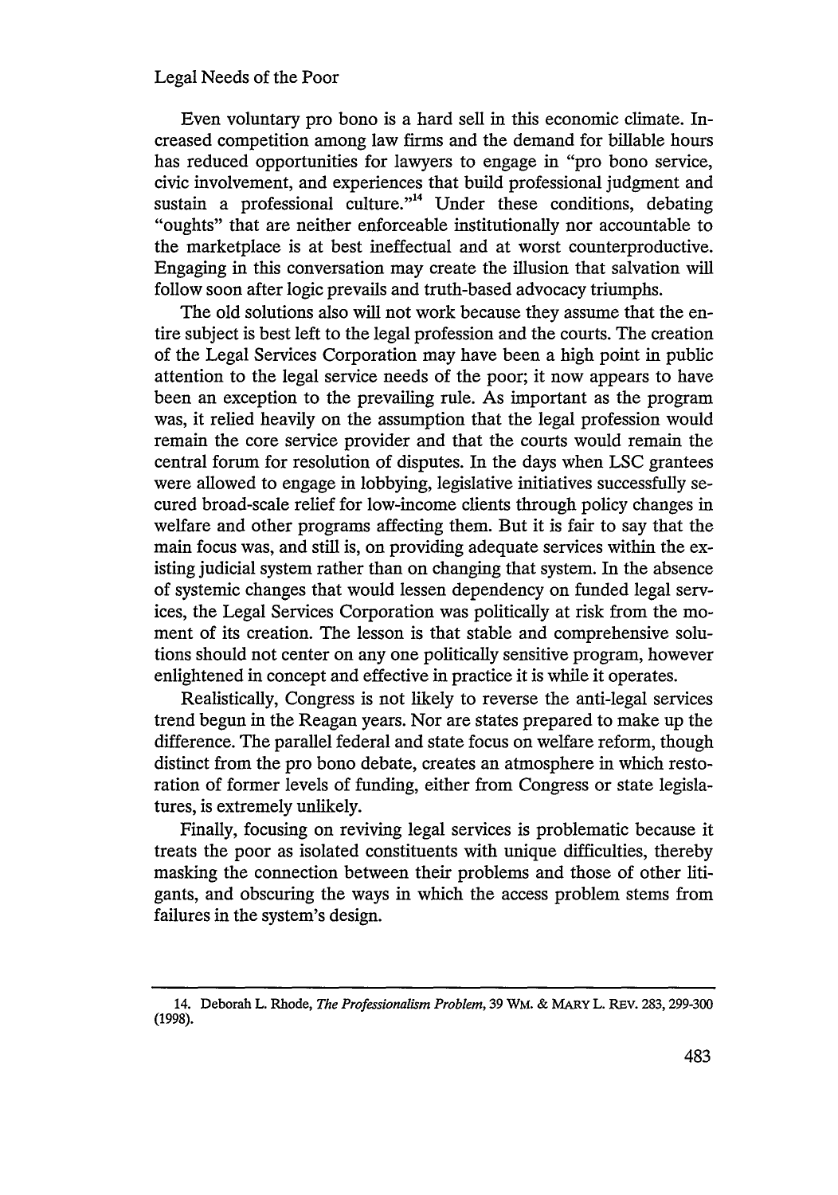Even voluntary pro bono is a hard sell in this economic climate. Increased competition among law firms and the demand for billable hours has reduced opportunities for lawyers to engage in "pro bono service, civic involvement, and experiences that build professional judgment and sustain a professional culture."[14] Under these conditions, debating "oughts" that are neither enforceable institutionally nor accountable to the marketplace is at best ineffectual and at worst counterproductive. Engaging in this conversation may create the illusion that salvation will follow soon after logic prevails and truth-based advocacy triumphs.

The old solutions also will not work because they assume that the entire subject is best left to the legal profession and the courts. The creation of the Legal Services Corporation may have been a high point in public attention to the legal service needs of the poor; it now appears to have been an exception to the prevailing rule. As important as the program was, it relied heavily on the assumption that the legal profession would remain the core service provider and that the courts would remain the central forum for resolution of disputes. In the days when LSC grantees were allowed to engage in lobbying, legislative initiatives successfully secured broad-scale relief for low-income clients through policy changes in welfare and other programs affecting them. But it is fair to say that the main focus was, and still is, on providing adequate services within the existing judicial system rather than on changing that system. In the absence of systemic changes that would lessen dependency on funded legal services, the Legal Services Corporation was politically at risk from the moment of its creation. The lesson is that stable and comprehensive solutions should not center on any one politically sensitive program, however enlightened in concept and effective in practice it is while it operates.

Realistically, Congress is not likely to reverse the anti-legal services trend begun in the Reagan years. Nor are states prepared to make up the difference. The parallel federal and state focus on welfare reform, though distinct from the pro bono debate, creates an atmosphere in which restoration of former levels of funding, either from Congress or state legislatures, is extremely unlikely.

Finally, focusing on reviving legal services is problematic because it treats the poor as isolated constituents with unique difficulties, thereby masking the connection between their problems and those of other litigants, and obscuring the ways in which the access problem stems from failures in the system's design.

---

14. Deborah L. Rhode, *The Professionalism Problem*, 39 WM. & MARY L. REV. 283, 299-300 (1998).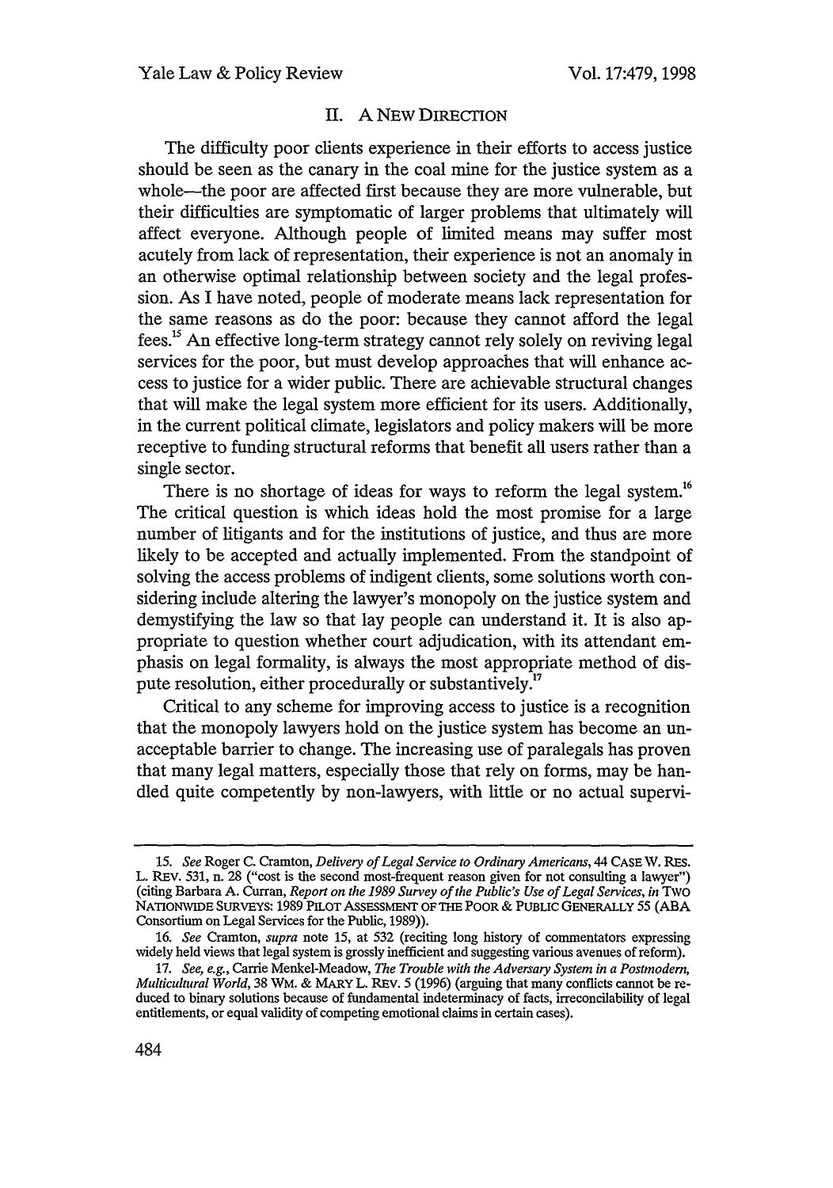## II. A NEW DIRECTION

The difficulty poor clients experience in their efforts to access justice should be seen as the canary in the coal mine for the justice system as a whole—the poor are affected first because they are more vulnerable, but their difficulties are symptomatic of larger problems that ultimately will affect everyone. Although people of limited means may suffer most acutely from lack of representation, their experience is not an anomaly in an otherwise optimal relationship between society and the legal profession. As I have noted, people of moderate means lack representation for the same reasons as do the poor: because they cannot afford the legal fees.[15] An effective long-term strategy cannot rely solely on reviving legal services for the poor, but must develop approaches that will enhance access to justice for a wider public. There are achievable structural changes that will make the legal system more efficient for its users. Additionally, in the current political climate, legislators and policy makers will be more receptive to funding structural reforms that benefit all users rather than a single sector.

There is no shortage of ideas for ways to reform the legal system.[16] The critical question is which ideas hold the most promise for a large number of litigants and for the institutions of justice, and thus are more likely to be accepted and actually implemented. From the standpoint of solving the access problems of indigent clients, some solutions worth considering include altering the lawyer's monopoly on the justice system and demystifying the law so that lay people can understand it. It is also appropriate to question whether court adjudication, with its attendant emphasis on legal formality, is always the most appropriate method of dispute resolution, either procedurally or substantively.[17]

Critical to any scheme for improving access to justice is a recognition that the monopoly lawyers hold on the justice system has become an unacceptable barrier to change. The increasing use of paralegals has proven that many legal matters, especially those that rely on forms, may be handled quite competently by non-lawyers, with little or no actual supervi-

---

15. *See* Roger C. Cramton, *Delivery of Legal Service to Ordinary Americans*, 44 CASE W. RES. L. REV. 531, n. 28 ("cost is the second most-frequent reason given for not consulting a lawyer") (citing Barbara A. Curran, *Report on the 1989 Survey of the Public's Use of Legal Services*, *in* TWO NATIONWIDE SURVEYS: 1989 PILOT ASSESSMENT OF THE POOR & PUBLIC GENERALLY 55 (ABA Consortium on Legal Services for the Public, 1989)).

16. *See* Cramton, *supra* note 15, at 532 (reciting long history of commentators expressing widely held views that legal system is grossly inefficient and suggesting various avenues of reform).

17. *See, e.g.*, Carrie Menkel-Meadow, *The Trouble with the Adversary System in a Postmodern, Multicultural World*, 38 WM. & MARY L. REV. 5 (1996) (arguing that many conflicts cannot be reduced to binary solutions because of fundamental indeterminacy of facts, irreconcilability of legal entitlements, or equal validity of competing emotional claims in certain cases).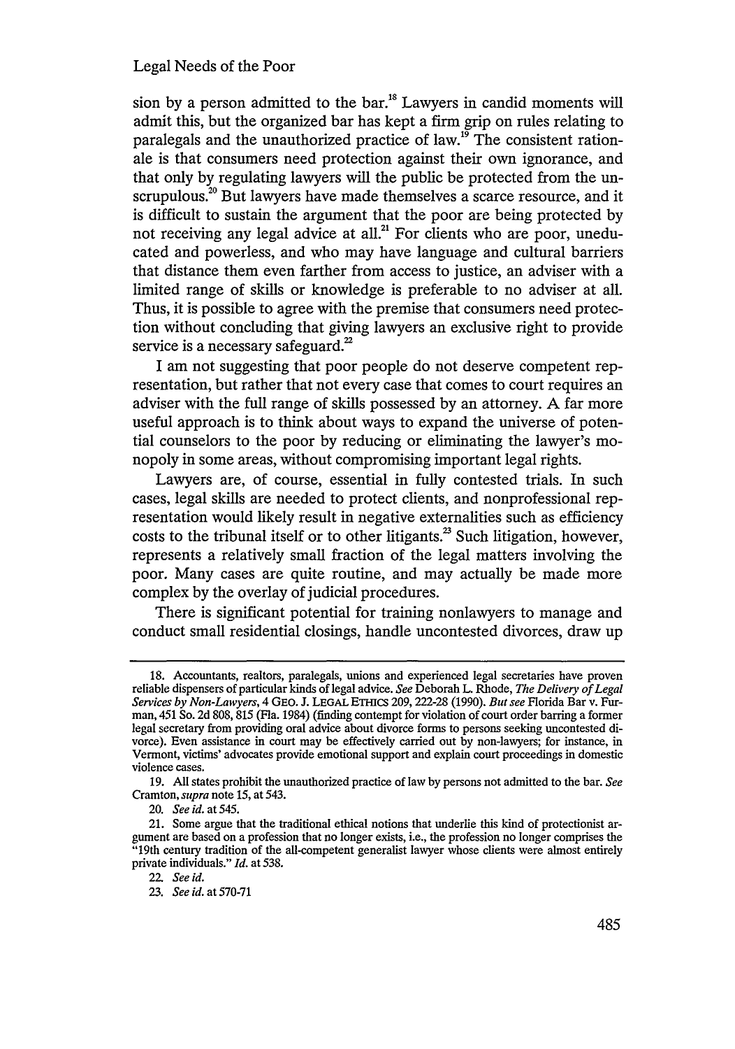sion by a person admitted to the bar.[18] Lawyers in candid moments will admit this, but the organized bar has kept a firm grip on rules relating to paralegals and the unauthorized practice of law.[19] The consistent rationale is that consumers need protection against their own ignorance, and that only by regulating lawyers will the public be protected from the unscrupulous.[20] But lawyers have made themselves a scarce resource, and it is difficult to sustain the argument that the poor are being protected by not receiving any legal advice at all.[21] For clients who are poor, uneducated and powerless, and who may have language and cultural barriers that distance them even farther from access to justice, an adviser with a limited range of skills or knowledge is preferable to no adviser at all. Thus, it is possible to agree with the premise that consumers need protection without concluding that giving lawyers an exclusive right to provide service is a necessary safeguard.[22]

I am not suggesting that poor people do not deserve competent representation, but rather that not every case that comes to court requires an adviser with the full range of skills possessed by an attorney. A far more useful approach is to think about ways to expand the universe of potential counselors to the poor by reducing or eliminating the lawyer's monopoly in some areas, without compromising important legal rights.

Lawyers are, of course, essential in fully contested trials. In such cases, legal skills are needed to protect clients, and nonprofessional representation would likely result in negative externalities such as efficiency costs to the tribunal itself or to other litigants.[23] Such litigation, however, represents a relatively small fraction of the legal matters involving the poor. Many cases are quite routine, and may actually be made more complex by the overlay of judicial procedures.

There is significant potential for training nonlawyers to manage and conduct small residential closings, handle uncontested divorces, draw up

---

18. Accountants, realtors, paralegals, unions and experienced legal secretaries have proven reliable dispensers of particular kinds of legal advice. *See* Deborah L. Rhode, *The Delivery of Legal Services by Non-Lawyers*, 4 GEO. J. LEGAL ETHICS 209, 222-28 (1990). *But see* Florida Bar v. Furman, 451 So. 2d 808, 815 (Fla. 1984) (finding contempt for violation of court order barring a former legal secretary from providing oral advice about divorce forms to persons seeking uncontested divorce). Even assistance in court may be effectively carried out by non-lawyers; for instance, in Vermont, victims' advocates provide emotional support and explain court proceedings in domestic violence cases.

19. All states prohibit the unauthorized practice of law by persons not admitted to the bar. *See* Cramton, *supra* note 15, at 543.

20. *See id.* at 545.

21. Some argue that the traditional ethical notions that underlie this kind of protectionist argument are based on a profession that no longer exists, i.e., the profession no longer comprises the "19th century tradition of the all-competent generalist lawyer whose clients were almost entirely private individuals." *Id.* at 538.

22. *See id.*

23. *See id.* at 570-71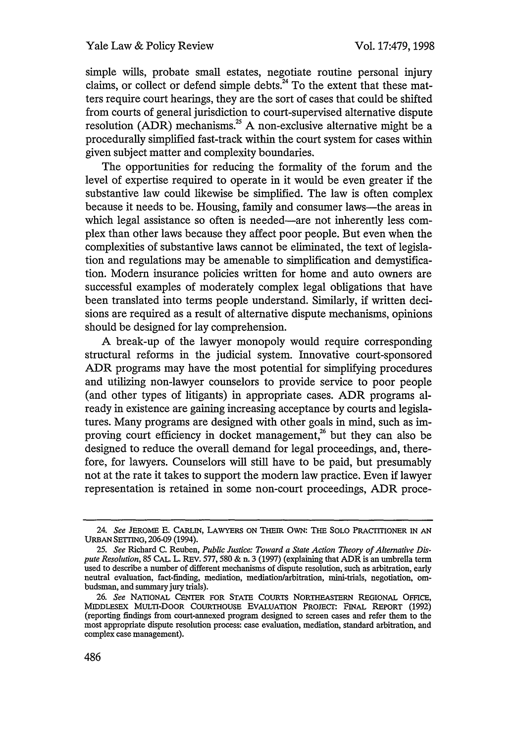simple wills, probate small estates, negotiate routine personal injury claims, or collect or defend simple debts.[24] To the extent that these matters require court hearings, they are the sort of cases that could be shifted from courts of general jurisdiction to court-supervised alternative dispute resolution (ADR) mechanisms.[25] A non-exclusive alternative might be a procedurally simplified fast-track within the court system for cases within given subject matter and complexity boundaries.

The opportunities for reducing the formality of the forum and the level of expertise required to operate in it would be even greater if the substantive law could likewise be simplified. The law is often complex because it needs to be. Housing, family and consumer laws—the areas in which legal assistance so often is needed—are not inherently less complex than other laws because they affect poor people. But even when the complexities of substantive laws cannot be eliminated, the text of legislation and regulations may be amenable to simplification and demystification. Modern insurance policies written for home and auto owners are successful examples of moderately complex legal obligations that have been translated into terms people understand. Similarly, if written decisions are required as a result of alternative dispute mechanisms, opinions should be designed for lay comprehension.

A break-up of the lawyer monopoly would require corresponding structural reforms in the judicial system. Innovative court-sponsored ADR programs may have the most potential for simplifying procedures and utilizing non-lawyer counselors to provide service to poor people (and other types of litigants) in appropriate cases. ADR programs already in existence are gaining increasing acceptance by courts and legislatures. Many programs are designed with other goals in mind, such as improving court efficiency in docket management,[26] but they can also be designed to reduce the overall demand for legal proceedings, and, therefore, for lawyers. Counselors will still have to be paid, but presumably not at the rate it takes to support the modern law practice. Even if lawyer representation is retained in some non-court proceedings, ADR proce-

---

24. *See* JEROME E. CARLIN, LAWYERS ON THEIR OWN: THE SOLO PRACTITIONER IN AN URBAN SETTING, 206-09 (1994).

25. *See* Richard C. Reuben, *Public Justice: Toward a State Action Theory of Alternative Dispute Resolution*, 85 CAL. L. REV. 577, 580 & n. 3 (1997) (explaining that ADR is an umbrella term used to describe a number of different mechanisms of dispute resolution, such as arbitration, early neutral evaluation, fact-finding, mediation, mediation/arbitration, mini-trials, negotiation, ombudsman, and summary jury trials).

26. *See* NATIONAL CENTER FOR STATE COURTS NORTHEASTERN REGIONAL OFFICE, MIDDLESEX MULTI-DOOR COURTHOUSE EVALUATION PROJECT: FINAL REPORT (1992) (reporting findings from court-annexed program designed to screen cases and refer them to the most appropriate dispute resolution process: case evaluation, mediation, standard arbitration, and complex case management).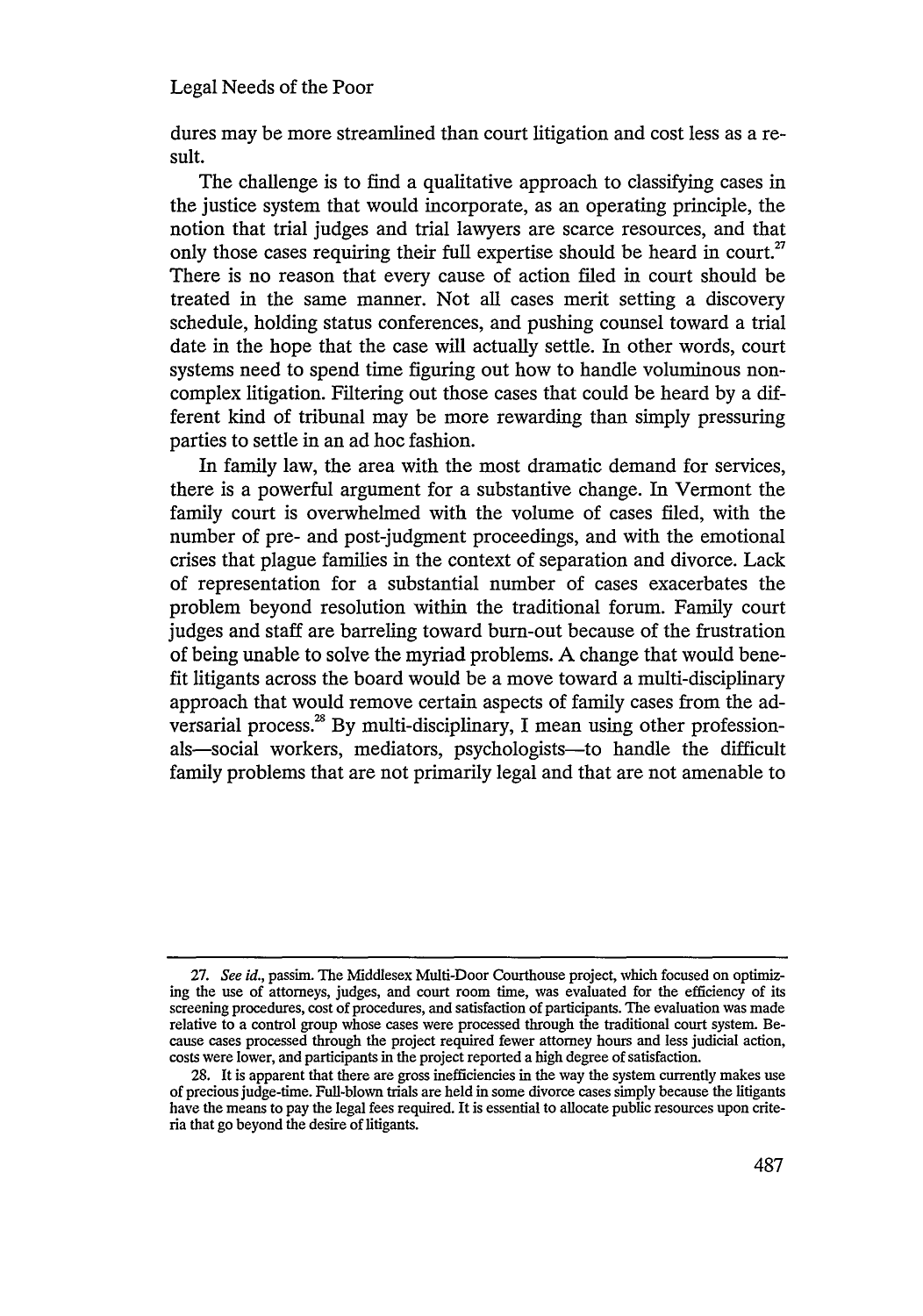dures may be more streamlined than court litigation and cost less as a result.

The challenge is to find a qualitative approach to classifying cases in the justice system that would incorporate, as an operating principle, the notion that trial judges and trial lawyers are scarce resources, and that only those cases requiring their full expertise should be heard in court.[27] There is no reason that every cause of action filed in court should be treated in the same manner. Not all cases merit setting a discovery schedule, holding status conferences, and pushing counsel toward a trial date in the hope that the case will actually settle. In other words, court systems need to spend time figuring out how to handle voluminous non-complex litigation. Filtering out those cases that could be heard by a different kind of tribunal may be more rewarding than simply pressuring parties to settle in an ad hoc fashion.

In family law, the area with the most dramatic demand for services, there is a powerful argument for a substantive change. In Vermont the family court is overwhelmed with the volume of cases filed, with the number of pre- and post-judgment proceedings, and with the emotional crises that plague families in the context of separation and divorce. Lack of representation for a substantial number of cases exacerbates the problem beyond resolution within the traditional forum. Family court judges and staff are barreling toward burn-out because of the frustration of being unable to solve the myriad problems. A change that would benefit litigants across the board would be a move toward a multi-disciplinary approach that would remove certain aspects of family cases from the adversarial process.[28] By multi-disciplinary, I mean using other professionals—social workers, mediators, psychologists—to handle the difficult family problems that are not primarily legal and that are not amenable to

---

27. *See id.*, passim. The Middlesex Multi-Door Courthouse project, which focused on optimizing the use of attorneys, judges, and court room time, was evaluated for the efficiency of its screening procedures, cost of procedures, and satisfaction of participants. The evaluation was made relative to a control group whose cases were processed through the traditional court system. Because cases processed through the project required fewer attorney hours and less judicial action, costs were lower, and participants in the project reported a high degree of satisfaction.

28. It is apparent that there are gross inefficiencies in the way the system currently makes use of precious judge-time. Full-blown trials are held in some divorce cases simply because the litigants have the means to pay the legal fees required. It is essential to allocate public resources upon criteria that go beyond the desire of litigants.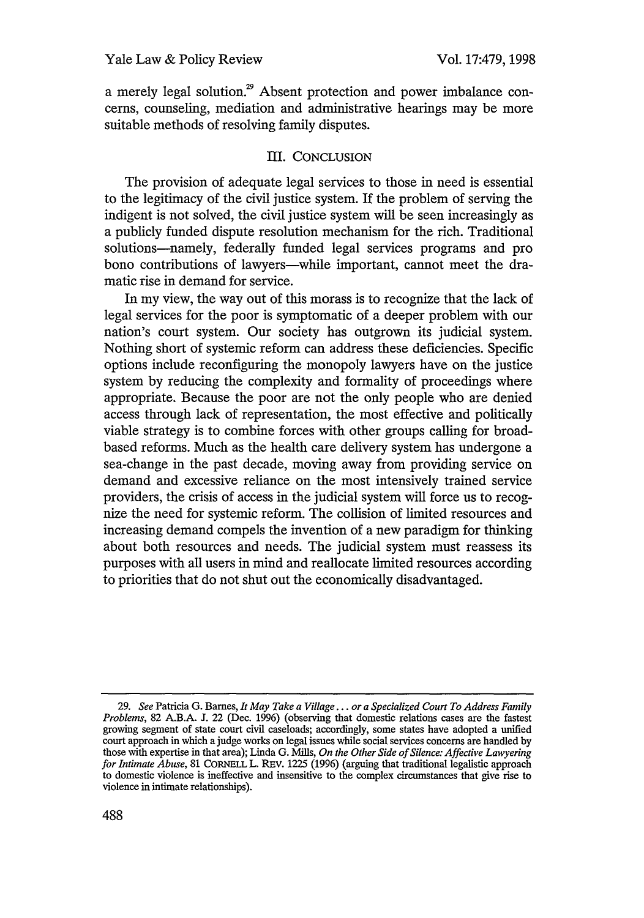a merely legal solution.[29] Absent protection and power imbalance concerns, counseling, mediation and administrative hearings may be more suitable methods of resolving family disputes.

## III. CONCLUSION

The provision of adequate legal services to those in need is essential to the legitimacy of the civil justice system. If the problem of serving the indigent is not solved, the civil justice system will be seen increasingly as a publicly funded dispute resolution mechanism for the rich. Traditional solutions—namely, federally funded legal services programs and pro bono contributions of lawyers—while important, cannot meet the dramatic rise in demand for service.

In my view, the way out of this morass is to recognize that the lack of legal services for the poor is symptomatic of a deeper problem with our nation's court system. Our society has outgrown its judicial system. Nothing short of systemic reform can address these deficiencies. Specific options include reconfiguring the monopoly lawyers have on the justice system by reducing the complexity and formality of proceedings where appropriate. Because the poor are not the only people who are denied access through lack of representation, the most effective and politically viable strategy is to combine forces with other groups calling for broad-based reforms. Much as the health care delivery system has undergone a sea-change in the past decade, moving away from providing service on demand and excessive reliance on the most intensively trained service providers, the crisis of access in the judicial system will force us to recognize the need for systemic reform. The collision of limited resources and increasing demand compels the invention of a new paradigm for thinking about both resources and needs. The judicial system must reassess its purposes with all users in mind and reallocate limited resources according to priorities that do not shut out the economically disadvantaged.

---

29. *See* Patricia G. Barnes, *It May Take a Village... or a Specialized Court To Address Family Problems*, 82 A.B.A. J. 22 (Dec. 1996) (observing that domestic relations cases are the fastest growing segment of state court civil caseloads; accordingly, some states have adopted a unified court approach in which a judge works on legal issues while social services concerns are handled by those with expertise in that area); Linda G. Mills, *On the Other Side of Silence: Affective Lawyering for Intimate Abuse*, 81 CORNELL L. REV. 1225 (1996) (arguing that traditional legalistic approach to domestic violence is ineffective and insensitive to the complex circumstances that give rise to violence in intimate relationships).